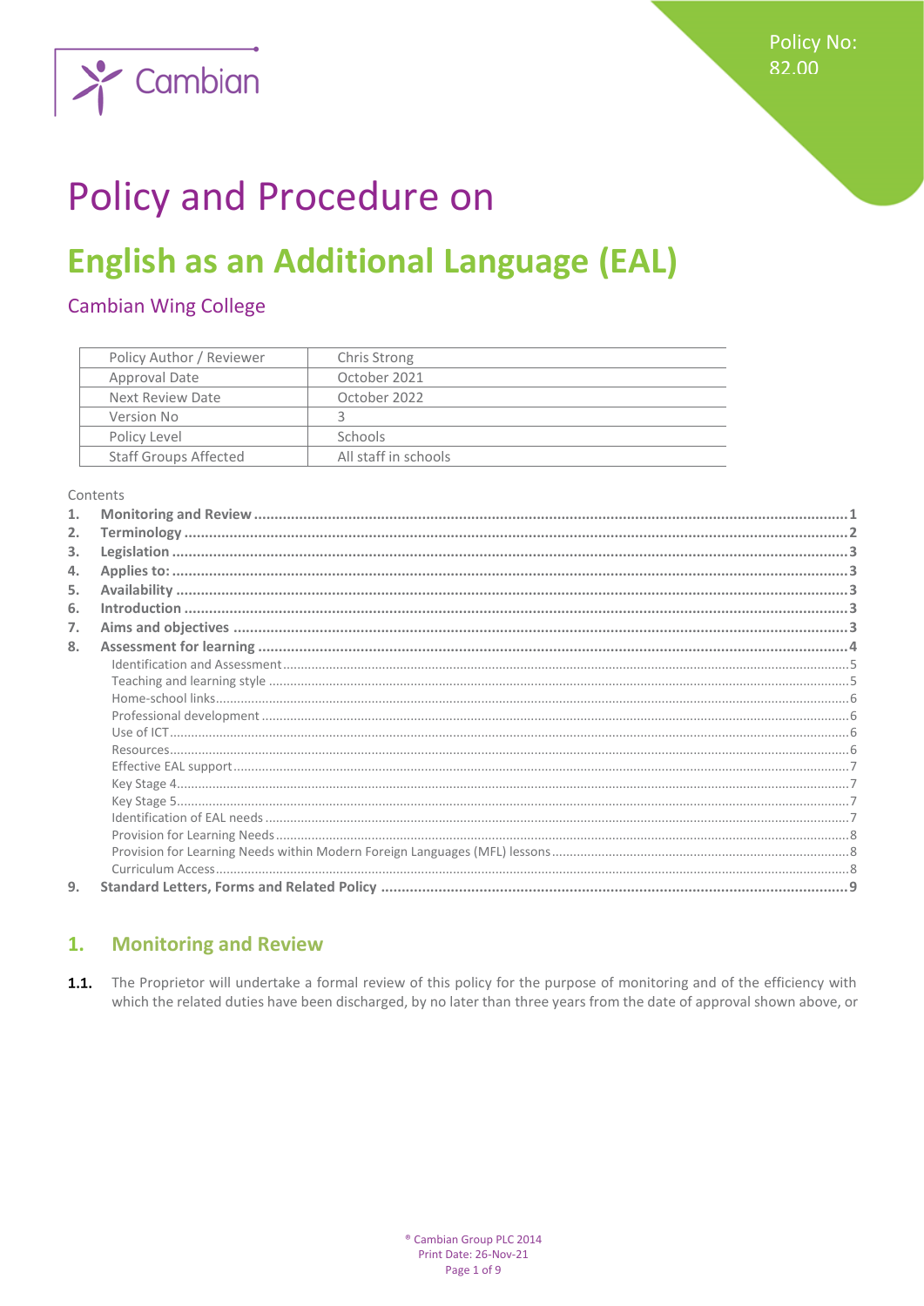Cambian

Policy No: 82.00

# Policy and Procedure on

# English as an Additional Language (EAL)

## Cambian Wing College

| Policy Author / Reviewer | Chris Strong |
|---|---|
| Approval Date | October 2021 |
| Next Review Date | October 2022 |
| Version No | 3 |
| Policy Level | Schools |
| Staff Groups Affected | All staff in schools |

Contents

1. **Monitoring and Review** ....... 1
2. **Terminology** ....... 2
3. **Legislation** ....... 3
4. **Applies to:** ....... 3
5. **Availability** ....... 3
6. **Introduction** ....... 3
7. **Aims and objectives** ....... 3
8. **Assessment for learning** ....... 4
   - Identification and Assessment ....... 5
   - Teaching and learning style ....... 5
   - Home-school links ....... 6
   - Professional development ....... 6
   - Use of ICT ....... 6
   - Resources ....... 6
   - Effective EAL support ....... 7
   - Key Stage 4 ....... 7
   - Key Stage 5 ....... 7
   - Identification of EAL needs ....... 7
   - Provision for Learning Needs ....... 8
   - Provision for Learning Needs within Modern Foreign Languages (MFL) lessons ....... 8
   - Curriculum Access ....... 8
9. **Standard Letters, Forms and Related Policy** ....... 9

## 1. Monitoring and Review

**1.1.** The Proprietor will undertake a formal review of this policy for the purpose of monitoring and of the efficiency with which the related duties have been discharged, by no later than three years from the date of approval shown above, or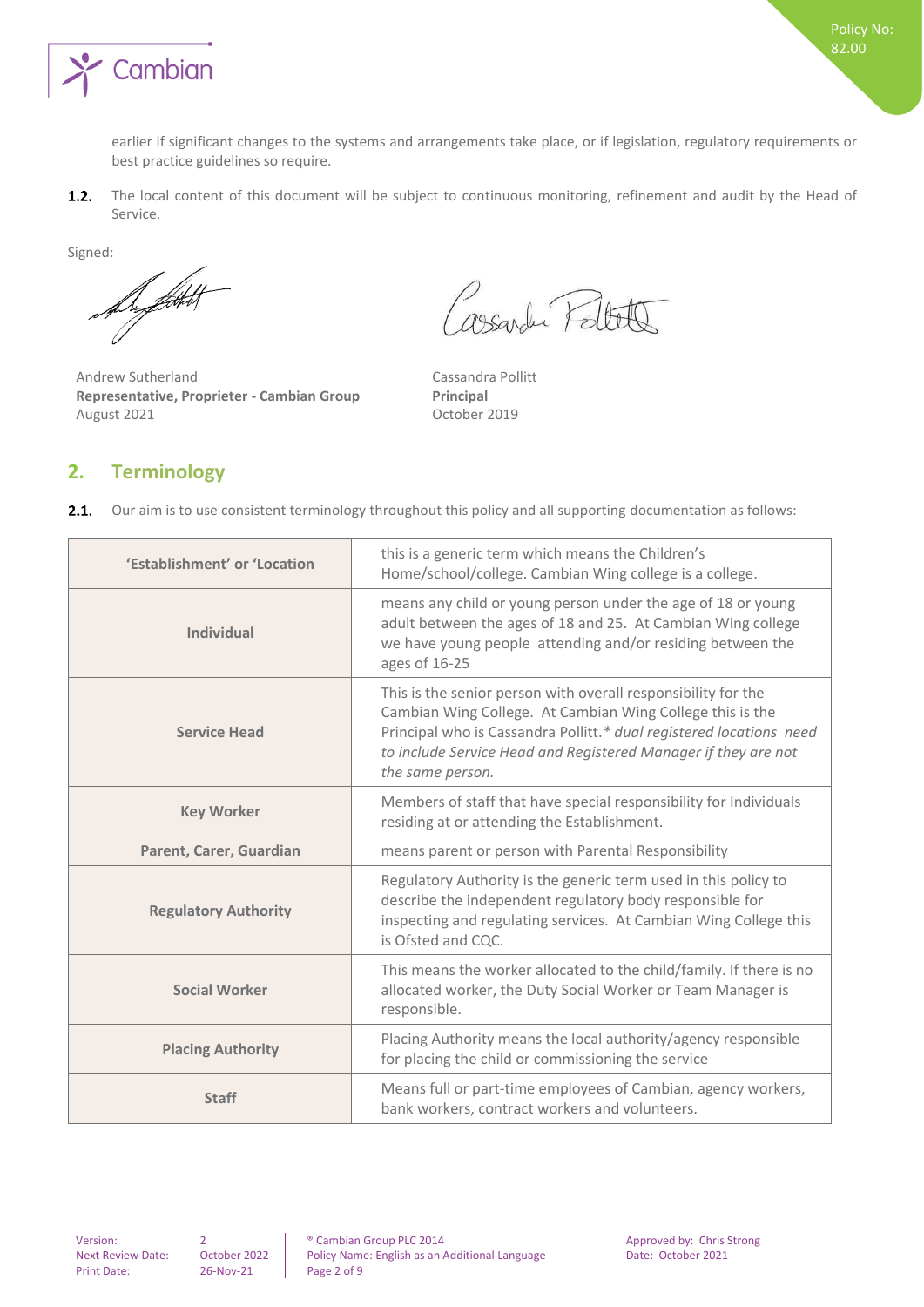earlier if significant changes to the systems and arrangements take place, or if legislation, regulatory requirements or best practice guidelines so require.

**1.2.** The local content of this document will be subject to continuous monitoring, refinement and audit by the Head of Service.

Signed:

Andrew Sutherland
**Representative, Proprieter - Cambian Group**
August 2021

Cassandra Pollitt
**Principal**
October 2019

## 2. Terminology

**2.1.** Our aim is to use consistent terminology throughout this policy and all supporting documentation as follows:

| | |
|---|---|
| **'Establishment' or 'Location** | this is a generic term which means the Children's Home/school/college. Cambian Wing college is a college. |
| **Individual** | means any child or young person under the age of 18 or young adult between the ages of 18 and 25. At Cambian Wing college we have young people attending and/or residing between the ages of 16-25 |
| **Service Head** | This is the senior person with overall responsibility for the Cambian Wing College. At Cambian Wing College this is the Principal who is Cassandra Pollitt. *\* dual registered locations need to include Service Head and Registered Manager if they are not the same person.* |
| **Key Worker** | Members of staff that have special responsibility for Individuals residing at or attending the Establishment. |
| **Parent, Carer, Guardian** | means parent or person with Parental Responsibility |
| **Regulatory Authority** | Regulatory Authority is the generic term used in this policy to describe the independent regulatory body responsible for inspecting and regulating services. At Cambian Wing College this is Ofsted and CQC. |
| **Social Worker** | This means the worker allocated to the child/family. If there is no allocated worker, the Duty Social Worker or Team Manager is responsible. |
| **Placing Authority** | Placing Authority means the local authority/agency responsible for placing the child or commissioning the service |
| **Staff** | Means full or part-time employees of Cambian, agency workers, bank workers, contract workers and volunteers. |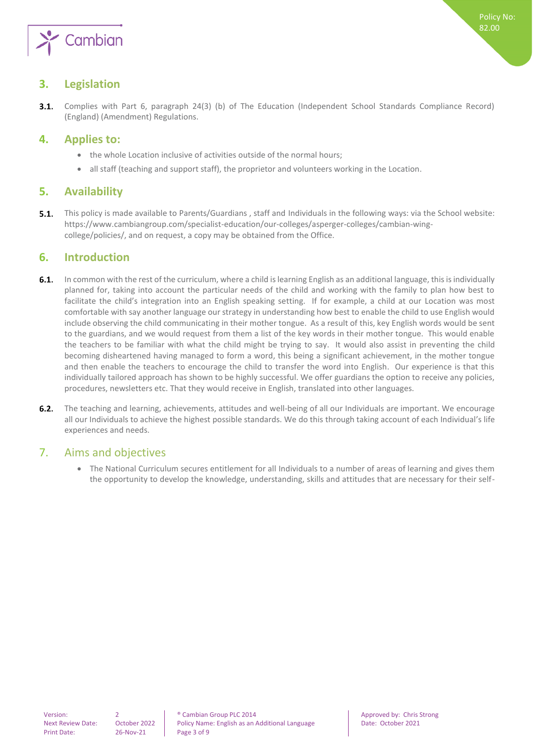## 3. Legislation

**3.1.** Complies with Part 6, paragraph 24(3) (b) of The Education (Independent School Standards Compliance Record) (England) (Amendment) Regulations.

## 4. Applies to:

- the whole Location inclusive of activities outside of the normal hours;
- all staff (teaching and support staff), the proprietor and volunteers working in the Location.

## 5. Availability

**5.1.** This policy is made available to Parents/Guardians , staff and Individuals in the following ways: via the School website: https://www.cambiangroup.com/specialist-education/our-colleges/asperger-colleges/cambian-wing-college/policies/, and on request, a copy may be obtained from the Office.

## 6. Introduction

**6.1.** In common with the rest of the curriculum, where a child is learning English as an additional language, this is individually planned for, taking into account the particular needs of the child and working with the family to plan how best to facilitate the child's integration into an English speaking setting. If for example, a child at our Location was most comfortable with say another language our strategy in understanding how best to enable the child to use English would include observing the child communicating in their mother tongue. As a result of this, key English words would be sent to the guardians, and we would request from them a list of the key words in their mother tongue. This would enable the teachers to be familiar with what the child might be trying to say. It would also assist in preventing the child becoming disheartened having managed to form a word, this being a significant achievement, in the mother tongue and then enable the teachers to encourage the child to transfer the word into English. Our experience is that this individually tailored approach has shown to be highly successful. We offer guardians the option to receive any policies, procedures, newsletters etc. That they would receive in English, translated into other languages.

**6.2.** The teaching and learning, achievements, attitudes and well-being of all our Individuals are important. We encourage all our Individuals to achieve the highest possible standards. We do this through taking account of each Individual's life experiences and needs.

## 7. Aims and objectives

- The National Curriculum secures entitlement for all Individuals to a number of areas of learning and gives them the opportunity to develop the knowledge, understanding, skills and attitudes that are necessary for their self-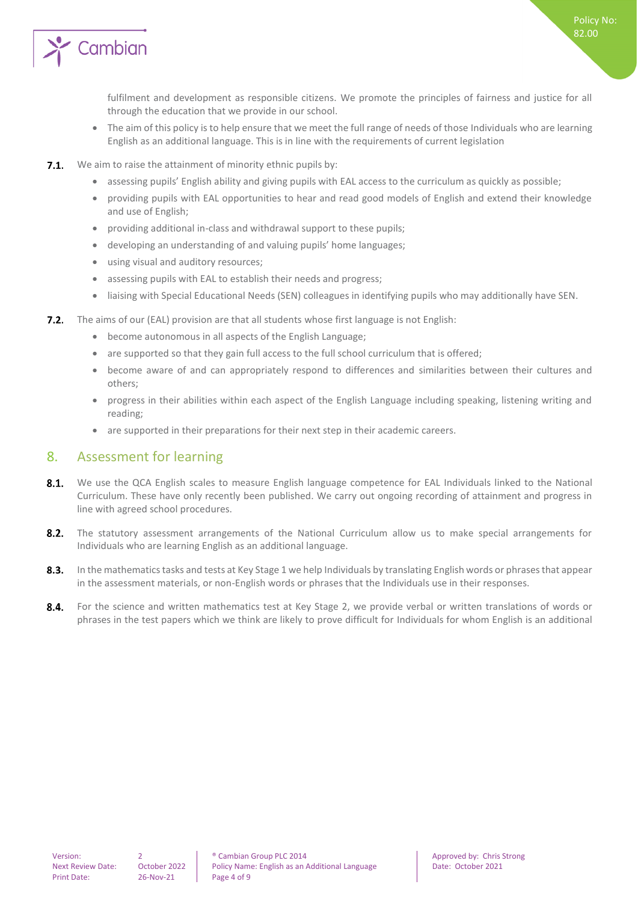fulfilment and development as responsible citizens. We promote the principles of fairness and justice for all through the education that we provide in our school.

- The aim of this policy is to help ensure that we meet the full range of needs of those Individuals who are learning English as an additional language. This is in line with the requirements of current legislation

**7.1.** We aim to raise the attainment of minority ethnic pupils by:

- assessing pupils' English ability and giving pupils with EAL access to the curriculum as quickly as possible;
- providing pupils with EAL opportunities to hear and read good models of English and extend their knowledge and use of English;
- providing additional in-class and withdrawal support to these pupils;
- developing an understanding of and valuing pupils' home languages;
- using visual and auditory resources;
- assessing pupils with EAL to establish their needs and progress;
- liaising with Special Educational Needs (SEN) colleagues in identifying pupils who may additionally have SEN.

**7.2.** The aims of our (EAL) provision are that all students whose first language is not English:

- become autonomous in all aspects of the English Language;
- are supported so that they gain full access to the full school curriculum that is offered;
- become aware of and can appropriately respond to differences and similarities between their cultures and others;
- progress in their abilities within each aspect of the English Language including speaking, listening writing and reading;
- are supported in their preparations for their next step in their academic careers.

## 8. Assessment for learning

**8.1.** We use the QCA English scales to measure English language competence for EAL Individuals linked to the National Curriculum. These have only recently been published. We carry out ongoing recording of attainment and progress in line with agreed school procedures.

**8.2.** The statutory assessment arrangements of the National Curriculum allow us to make special arrangements for Individuals who are learning English as an additional language.

**8.3.** In the mathematics tasks and tests at Key Stage 1 we help Individuals by translating English words or phrases that appear in the assessment materials, or non-English words or phrases that the Individuals use in their responses.

**8.4.** For the science and written mathematics test at Key Stage 2, we provide verbal or written translations of words or phrases in the test papers which we think are likely to prove difficult for Individuals for whom English is an additional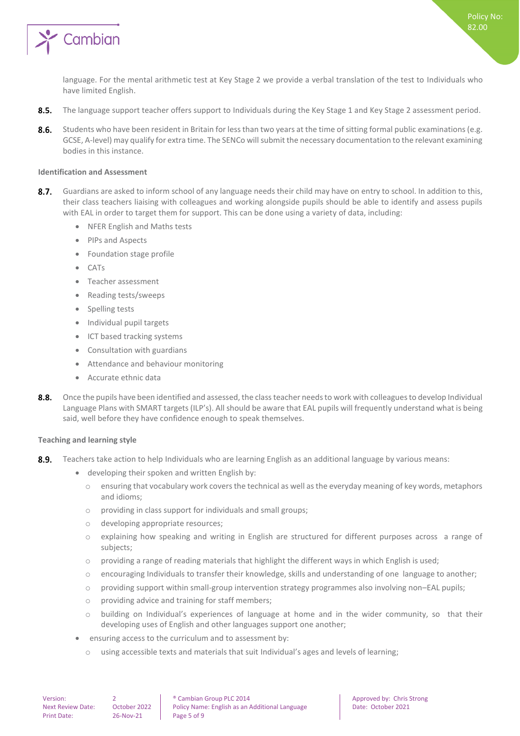language. For the mental arithmetic test at Key Stage 2 we provide a verbal translation of the test to Individuals who have limited English.

**8.5.** The language support teacher offers support to Individuals during the Key Stage 1 and Key Stage 2 assessment period.

**8.6.** Students who have been resident in Britain for less than two years at the time of sitting formal public examinations (e.g. GCSE, A-level) may qualify for extra time. The SENCo will submit the necessary documentation to the relevant examining bodies in this instance.

**Identification and Assessment**

**8.7.** Guardians are asked to inform school of any language needs their child may have on entry to school. In addition to this, their class teachers liaising with colleagues and working alongside pupils should be able to identify and assess pupils with EAL in order to target them for support. This can be done using a variety of data, including:

- NFER English and Maths tests
- PIPs and Aspects
- Foundation stage profile
- CATs
- Teacher assessment
- Reading tests/sweeps
- Spelling tests
- Individual pupil targets
- ICT based tracking systems
- Consultation with guardians
- Attendance and behaviour monitoring
- Accurate ethnic data

**8.8.** Once the pupils have been identified and assessed, the class teacher needs to work with colleagues to develop Individual Language Plans with SMART targets (ILP's). All should be aware that EAL pupils will frequently understand what is being said, well before they have confidence enough to speak themselves.

**Teaching and learning style**

**8.9.** Teachers take action to help Individuals who are learning English as an additional language by various means:

- developing their spoken and written English by:
  - ensuring that vocabulary work covers the technical as well as the everyday meaning of key words, metaphors and idioms;
  - providing in class support for individuals and small groups;
  - developing appropriate resources;
  - explaining how speaking and writing in English are structured for different purposes across a range of subjects;
  - providing a range of reading materials that highlight the different ways in which English is used;
  - encouraging Individuals to transfer their knowledge, skills and understanding of one language to another;
  - providing support within small-group intervention strategy programmes also involving non–EAL pupils;
  - providing advice and training for staff members;
  - building on Individual's experiences of language at home and in the wider community, so that their developing uses of English and other languages support one another;
- ensuring access to the curriculum and to assessment by:
  - using accessible texts and materials that suit Individual's ages and levels of learning;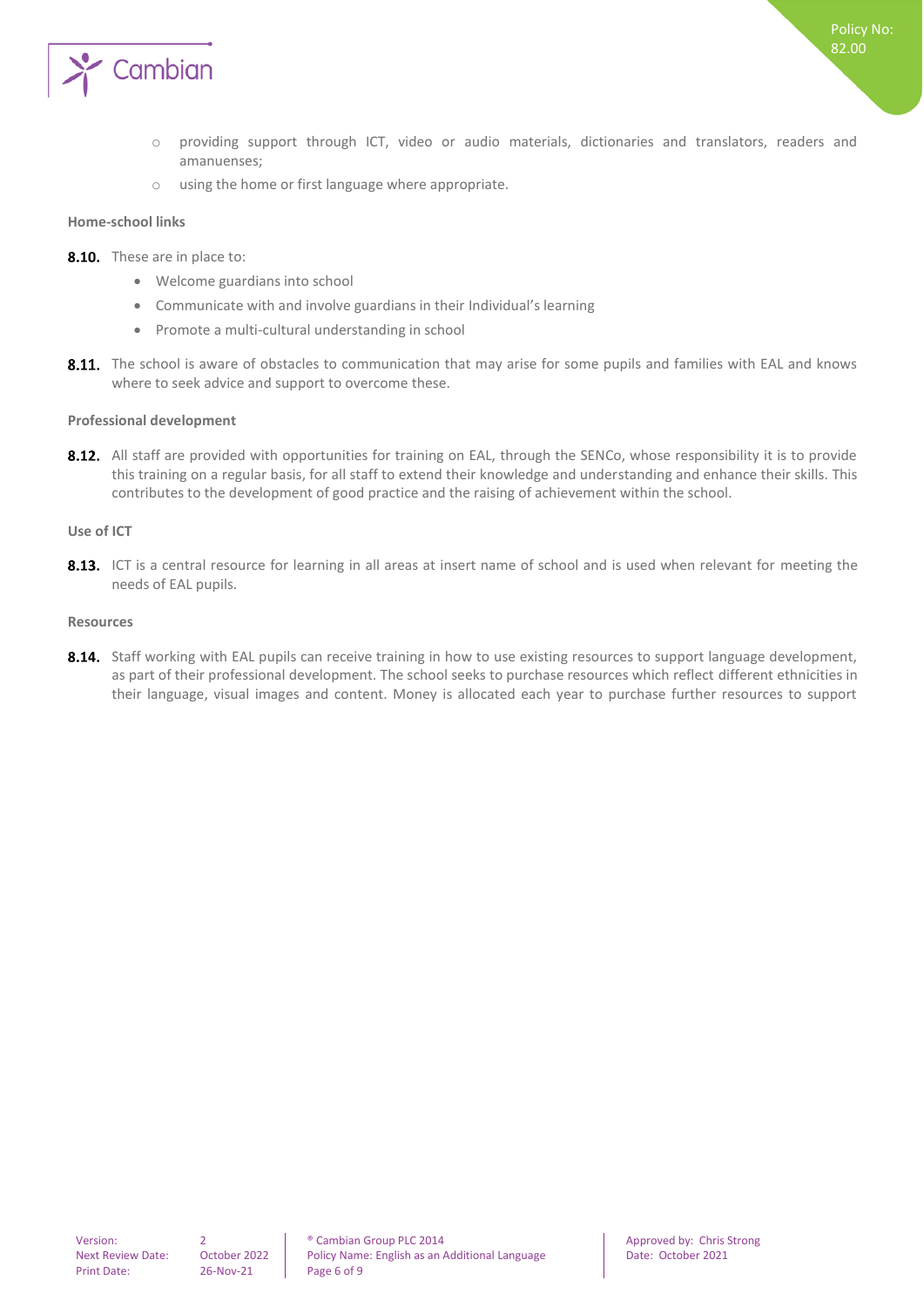- providing support through ICT, video or audio materials, dictionaries and translators, readers and amanuenses;
- using the home or first language where appropriate.

**Home-school links**

**8.10.** These are in place to:

- Welcome guardians into school
- Communicate with and involve guardians in their Individual's learning
- Promote a multi-cultural understanding in school

**8.11.** The school is aware of obstacles to communication that may arise for some pupils and families with EAL and knows where to seek advice and support to overcome these.

**Professional development**

**8.12.** All staff are provided with opportunities for training on EAL, through the SENCo, whose responsibility it is to provide this training on a regular basis, for all staff to extend their knowledge and understanding and enhance their skills. This contributes to the development of good practice and the raising of achievement within the school.

**Use of ICT**

**8.13.** ICT is a central resource for learning in all areas at insert name of school and is used when relevant for meeting the needs of EAL pupils.

**Resources**

**8.14.** Staff working with EAL pupils can receive training in how to use existing resources to support language development, as part of their professional development. The school seeks to purchase resources which reflect different ethnicities in their language, visual images and content. Money is allocated each year to purchase further resources to support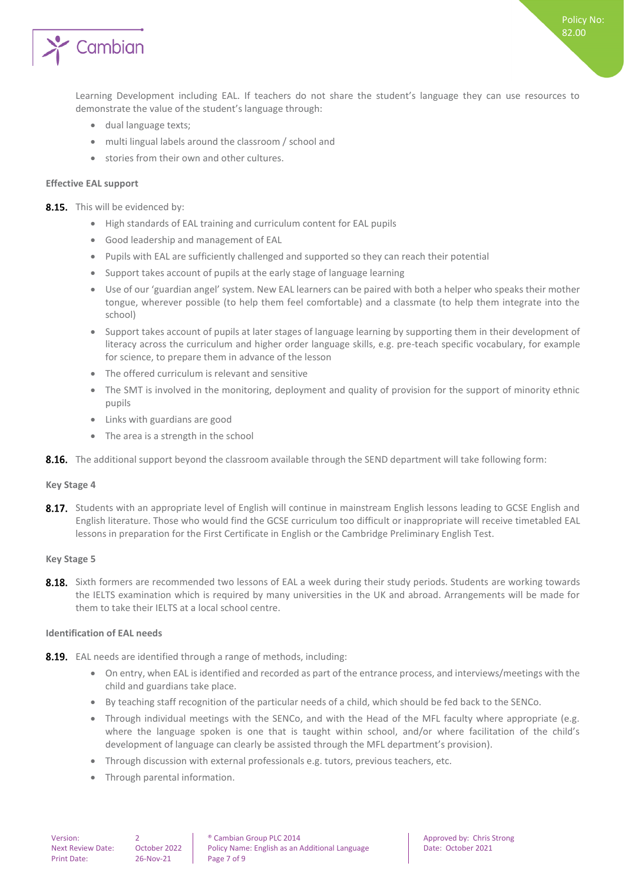Learning Development including EAL. If teachers do not share the student's language they can use resources to demonstrate the value of the student's language through:

- dual language texts;
- multi lingual labels around the classroom / school and
- stories from their own and other cultures.

**Effective EAL support**

**8.15.** This will be evidenced by:

- High standards of EAL training and curriculum content for EAL pupils
- Good leadership and management of EAL
- Pupils with EAL are sufficiently challenged and supported so they can reach their potential
- Support takes account of pupils at the early stage of language learning
- Use of our 'guardian angel' system. New EAL learners can be paired with both a helper who speaks their mother tongue, wherever possible (to help them feel comfortable) and a classmate (to help them integrate into the school)
- Support takes account of pupils at later stages of language learning by supporting them in their development of literacy across the curriculum and higher order language skills, e.g. pre-teach specific vocabulary, for example for science, to prepare them in advance of the lesson
- The offered curriculum is relevant and sensitive
- The SMT is involved in the monitoring, deployment and quality of provision for the support of minority ethnic pupils
- Links with guardians are good
- The area is a strength in the school

**8.16.** The additional support beyond the classroom available through the SEND department will take following form:

**Key Stage 4**

**8.17.** Students with an appropriate level of English will continue in mainstream English lessons leading to GCSE English and English literature. Those who would find the GCSE curriculum too difficult or inappropriate will receive timetabled EAL lessons in preparation for the First Certificate in English or the Cambridge Preliminary English Test.

**Key Stage 5**

**8.18.** Sixth formers are recommended two lessons of EAL a week during their study periods. Students are working towards the IELTS examination which is required by many universities in the UK and abroad. Arrangements will be made for them to take their IELTS at a local school centre.

**Identification of EAL needs**

**8.19.** EAL needs are identified through a range of methods, including:

- On entry, when EAL is identified and recorded as part of the entrance process, and interviews/meetings with the child and guardians take place.
- By teaching staff recognition of the particular needs of a child, which should be fed back to the SENCo.
- Through individual meetings with the SENCo, and with the Head of the MFL faculty where appropriate (e.g. where the language spoken is one that is taught within school, and/or where facilitation of the child's development of language can clearly be assisted through the MFL department's provision).
- Through discussion with external professionals e.g. tutors, previous teachers, etc.
- Through parental information.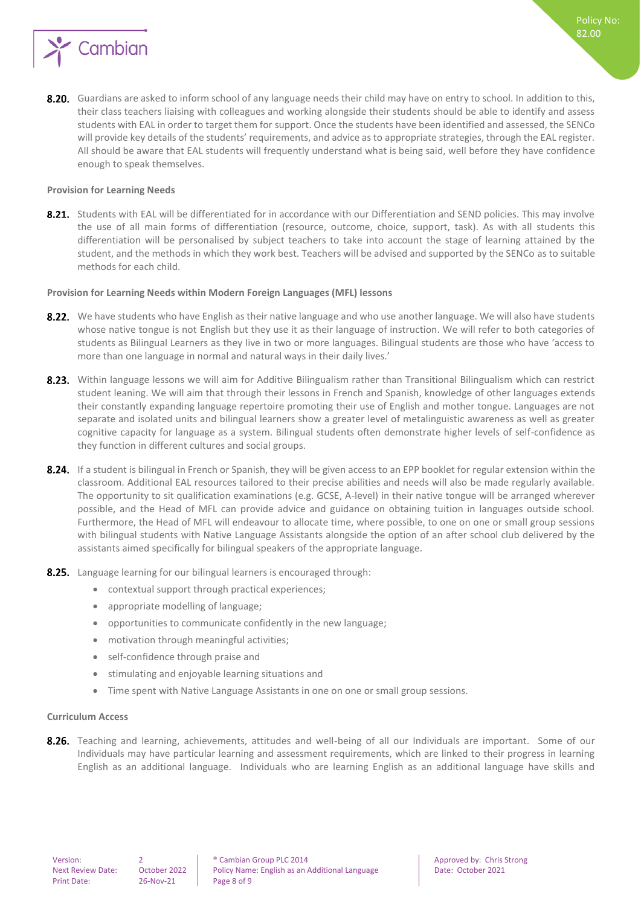**8.20.** Guardians are asked to inform school of any language needs their child may have on entry to school. In addition to this, their class teachers liaising with colleagues and working alongside their students should be able to identify and assess students with EAL in order to target them for support. Once the students have been identified and assessed, the SENCo will provide key details of the students' requirements, and advice as to appropriate strategies, through the EAL register. All should be aware that EAL students will frequently understand what is being said, well before they have confidence enough to speak themselves.

**Provision for Learning Needs**

**8.21.** Students with EAL will be differentiated for in accordance with our Differentiation and SEND policies. This may involve the use of all main forms of differentiation (resource, outcome, choice, support, task). As with all students this differentiation will be personalised by subject teachers to take into account the stage of learning attained by the student, and the methods in which they work best. Teachers will be advised and supported by the SENCo as to suitable methods for each child.

**Provision for Learning Needs within Modern Foreign Languages (MFL) lessons**

**8.22.** We have students who have English as their native language and who use another language. We will also have students whose native tongue is not English but they use it as their language of instruction. We will refer to both categories of students as Bilingual Learners as they live in two or more languages. Bilingual students are those who have 'access to more than one language in normal and natural ways in their daily lives.'

**8.23.** Within language lessons we will aim for Additive Bilingualism rather than Transitional Bilingualism which can restrict student leaning. We will aim that through their lessons in French and Spanish, knowledge of other languages extends their constantly expanding language repertoire promoting their use of English and mother tongue. Languages are not separate and isolated units and bilingual learners show a greater level of metalinguistic awareness as well as greater cognitive capacity for language as a system. Bilingual students often demonstrate higher levels of self-confidence as they function in different cultures and social groups.

**8.24.** If a student is bilingual in French or Spanish, they will be given access to an EPP booklet for regular extension within the classroom. Additional EAL resources tailored to their precise abilities and needs will also be made regularly available. The opportunity to sit qualification examinations (e.g. GCSE, A-level) in their native tongue will be arranged wherever possible, and the Head of MFL can provide advice and guidance on obtaining tuition in languages outside school. Furthermore, the Head of MFL will endeavour to allocate time, where possible, to one on one or small group sessions with bilingual students with Native Language Assistants alongside the option of an after school club delivered by the assistants aimed specifically for bilingual speakers of the appropriate language.

**8.25.** Language learning for our bilingual learners is encouraged through:

- contextual support through practical experiences;
- appropriate modelling of language;
- opportunities to communicate confidently in the new language;
- motivation through meaningful activities;
- self-confidence through praise and
- stimulating and enjoyable learning situations and
- Time spent with Native Language Assistants in one on one or small group sessions.

**Curriculum Access**

**8.26.** Teaching and learning, achievements, attitudes and well-being of all our Individuals are important. Some of our Individuals may have particular learning and assessment requirements, which are linked to their progress in learning English as an additional language. Individuals who are learning English as an additional language have skills and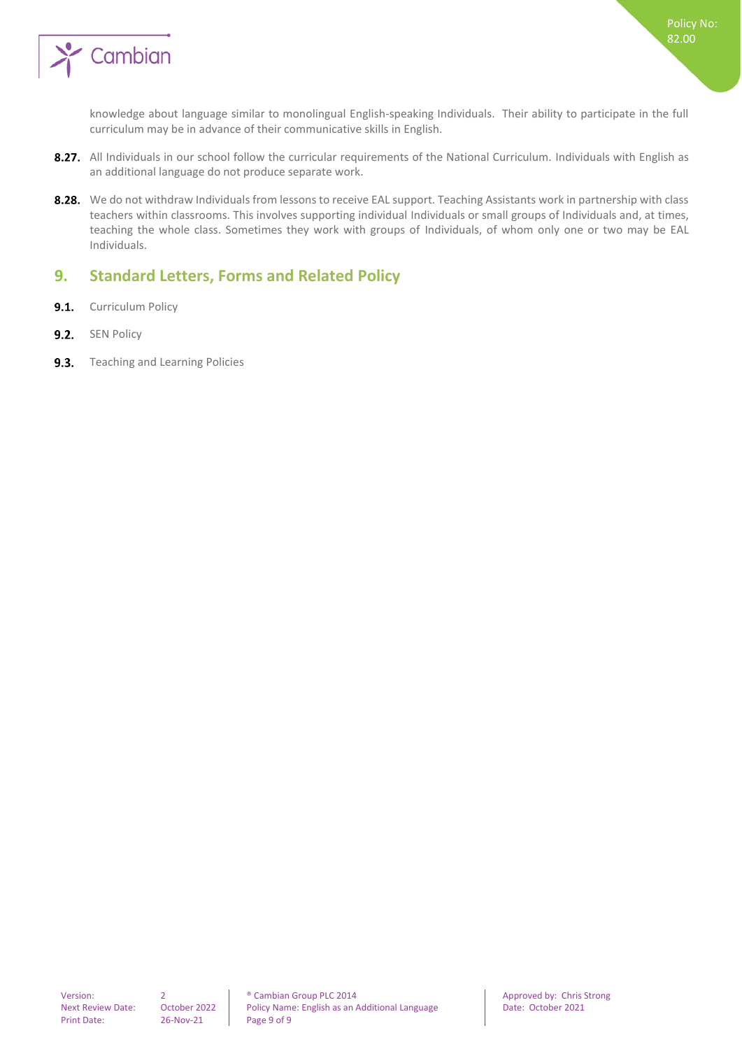knowledge about language similar to monolingual English-speaking Individuals. Their ability to participate in the full curriculum may be in advance of their communicative skills in English.

**8.27.** All Individuals in our school follow the curricular requirements of the National Curriculum. Individuals with English as an additional language do not produce separate work.

**8.28.** We do not withdraw Individuals from lessons to receive EAL support. Teaching Assistants work in partnership with class teachers within classrooms. This involves supporting individual Individuals or small groups of Individuals and, at times, teaching the whole class. Sometimes they work with groups of Individuals, of whom only one or two may be EAL Individuals.

## 9. Standard Letters, Forms and Related Policy

**9.1.** Curriculum Policy

**9.2.** SEN Policy

**9.3.** Teaching and Learning Policies